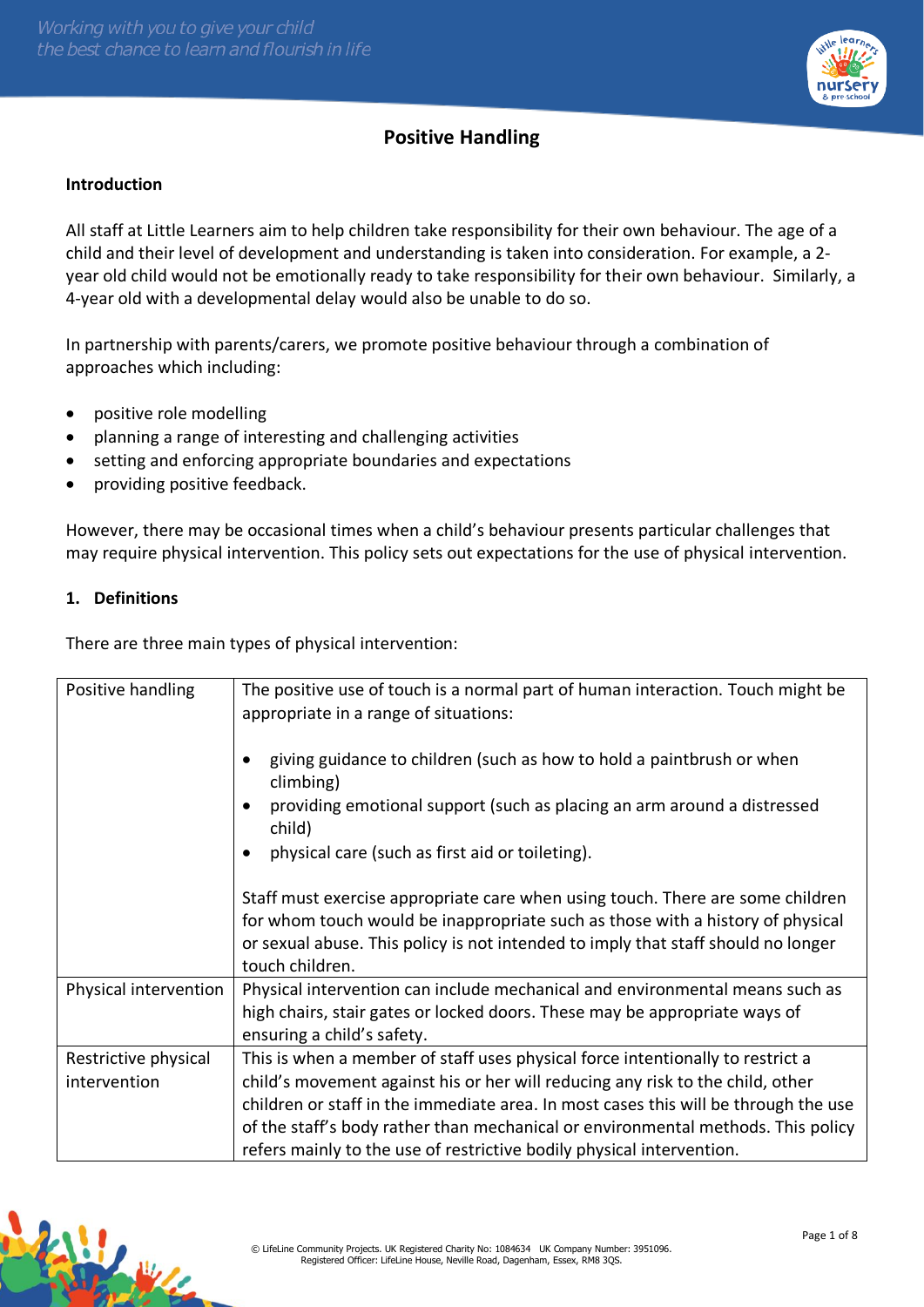# Positive Handling

## Introduction

All staff at Little Learners aim to help children take responsibility for their own behaviour. The age of a child and their level of development and understanding is taken into consideration. For example, a 2-year old child would not be emotionally ready to take responsibility for their own behaviour. Similarly, a 4-year old with a developmental delay would also be unable to do so.

In partnership with parents/carers, we promote positive behaviour through a combination of approaches which including:

- positive role modelling
- planning a range of interesting and challenging activities
- setting and enforcing appropriate boundaries and expectations
- providing positive feedback.

However, there may be occasional times when a child's behaviour presents particular challenges that may require physical intervention. This policy sets out expectations for the use of physical intervention.

## 1. Definitions

There are three main types of physical intervention:

| | |
|---|---|
| Positive handling | The positive use of touch is a normal part of human interaction. Touch might be appropriate in a range of situations:<br><br>• giving guidance to children (such as how to hold a paintbrush or when climbing)<br>• providing emotional support (such as placing an arm around a distressed child)<br>• physical care (such as first aid or toileting).<br><br>Staff must exercise appropriate care when using touch. There are some children for whom touch would be inappropriate such as those with a history of physical or sexual abuse. This policy is not intended to imply that staff should no longer touch children. |
| Physical intervention | Physical intervention can include mechanical and environmental means such as high chairs, stair gates or locked doors. These may be appropriate ways of ensuring a child's safety. |
| Restrictive physical intervention | This is when a member of staff uses physical force intentionally to restrict a child's movement against his or her will reducing any risk to the child, other children or staff in the immediate area. In most cases this will be through the use of the staff's body rather than mechanical or environmental methods. This policy refers mainly to the use of restrictive bodily physical intervention. |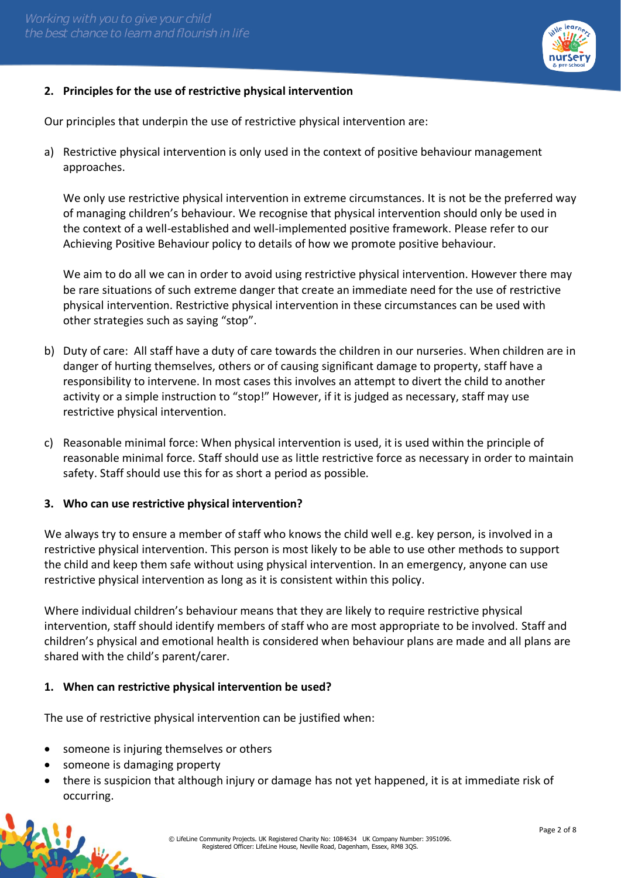## 2. Principles for the use of restrictive physical intervention

Our principles that underpin the use of restrictive physical intervention are:

a) Restrictive physical intervention is only used in the context of positive behaviour management approaches.

   We only use restrictive physical intervention in extreme circumstances. It is not be the preferred way of managing children's behaviour. We recognise that physical intervention should only be used in the context of a well-established and well-implemented positive framework. Please refer to our Achieving Positive Behaviour policy to details of how we promote positive behaviour.

   We aim to do all we can in order to avoid using restrictive physical intervention. However there may be rare situations of such extreme danger that create an immediate need for the use of restrictive physical intervention. Restrictive physical intervention in these circumstances can be used with other strategies such as saying "stop".

b) Duty of care: All staff have a duty of care towards the children in our nurseries. When children are in danger of hurting themselves, others or of causing significant damage to property, staff have a responsibility to intervene. In most cases this involves an attempt to divert the child to another activity or a simple instruction to "stop!" However, if it is judged as necessary, staff may use restrictive physical intervention.

c) Reasonable minimal force: When physical intervention is used, it is used within the principle of reasonable minimal force. Staff should use as little restrictive force as necessary in order to maintain safety. Staff should use this for as short a period as possible.

## 3. Who can use restrictive physical intervention?

We always try to ensure a member of staff who knows the child well e.g. key person, is involved in a restrictive physical intervention. This person is most likely to be able to use other methods to support the child and keep them safe without using physical intervention. In an emergency, anyone can use restrictive physical intervention as long as it is consistent within this policy.

Where individual children's behaviour means that they are likely to require restrictive physical intervention, staff should identify members of staff who are most appropriate to be involved. Staff and children's physical and emotional health is considered when behaviour plans are made and all plans are shared with the child's parent/carer.

## 1. When can restrictive physical intervention be used?

The use of restrictive physical intervention can be justified when:

- someone is injuring themselves or others
- someone is damaging property
- there is suspicion that although injury or damage has not yet happened, it is at immediate risk of occurring.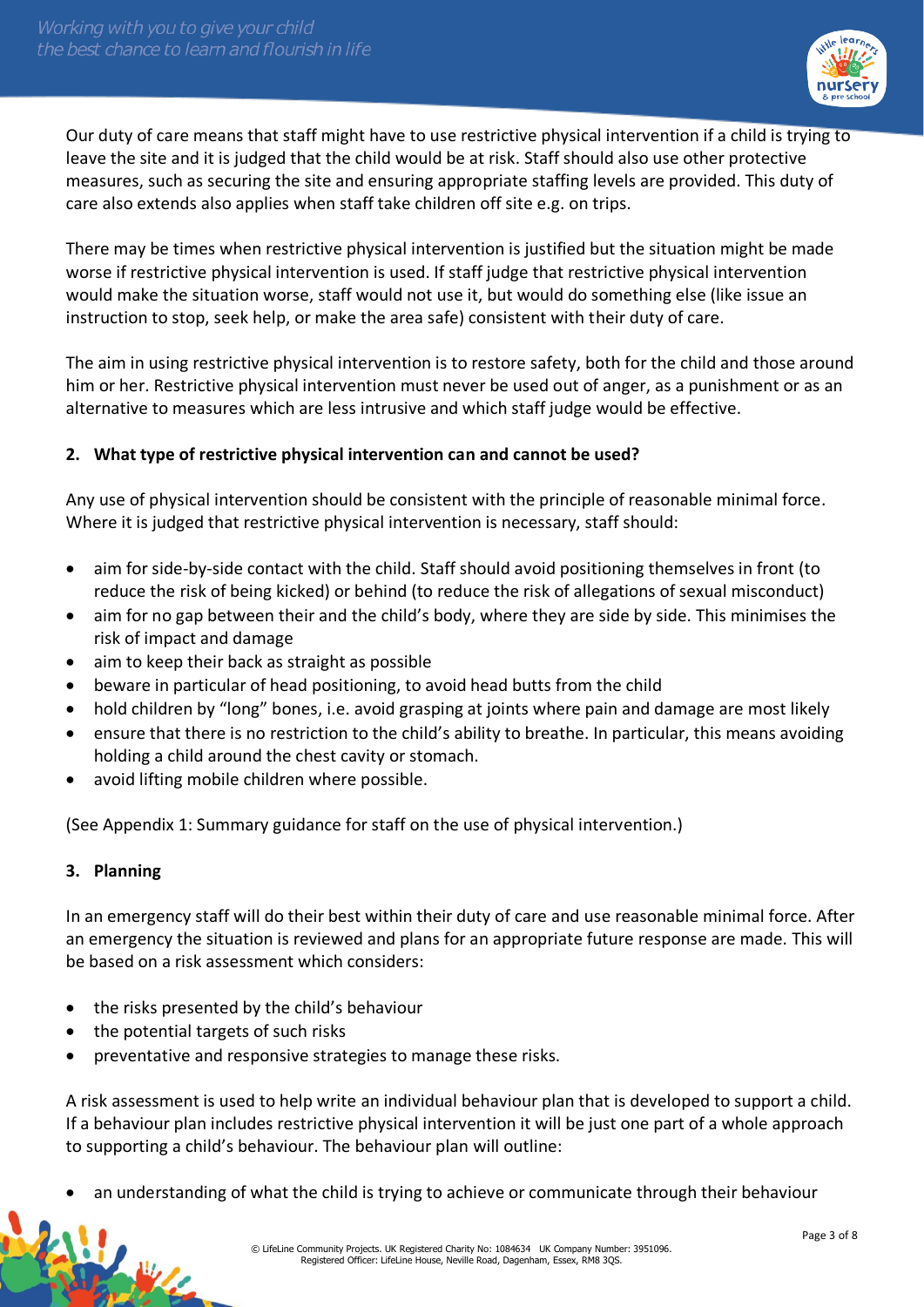Our duty of care means that staff might have to use restrictive physical intervention if a child is trying to leave the site and it is judged that the child would be at risk. Staff should also use other protective measures, such as securing the site and ensuring appropriate staffing levels are provided. This duty of care also extends also applies when staff take children off site e.g. on trips.

There may be times when restrictive physical intervention is justified but the situation might be made worse if restrictive physical intervention is used. If staff judge that restrictive physical intervention would make the situation worse, staff would not use it, but would do something else (like issue an instruction to stop, seek help, or make the area safe) consistent with their duty of care.

The aim in using restrictive physical intervention is to restore safety, both for the child and those around him or her. Restrictive physical intervention must never be used out of anger, as a punishment or as an alternative to measures which are less intrusive and which staff judge would be effective.

## 2. What type of restrictive physical intervention can and cannot be used?

Any use of physical intervention should be consistent with the principle of reasonable minimal force. Where it is judged that restrictive physical intervention is necessary, staff should:

- aim for side-by-side contact with the child. Staff should avoid positioning themselves in front (to reduce the risk of being kicked) or behind (to reduce the risk of allegations of sexual misconduct)
- aim for no gap between their and the child's body, where they are side by side. This minimises the risk of impact and damage
- aim to keep their back as straight as possible
- beware in particular of head positioning, to avoid head butts from the child
- hold children by "long" bones, i.e. avoid grasping at joints where pain and damage are most likely
- ensure that there is no restriction to the child's ability to breathe. In particular, this means avoiding holding a child around the chest cavity or stomach.
- avoid lifting mobile children where possible.

(See Appendix 1: Summary guidance for staff on the use of physical intervention.)

## 3. Planning

In an emergency staff will do their best within their duty of care and use reasonable minimal force. After an emergency the situation is reviewed and plans for an appropriate future response are made. This will be based on a risk assessment which considers:

- the risks presented by the child's behaviour
- the potential targets of such risks
- preventative and responsive strategies to manage these risks.

A risk assessment is used to help write an individual behaviour plan that is developed to support a child. If a behaviour plan includes restrictive physical intervention it will be just one part of a whole approach to supporting a child's behaviour. The behaviour plan will outline:

- an understanding of what the child is trying to achieve or communicate through their behaviour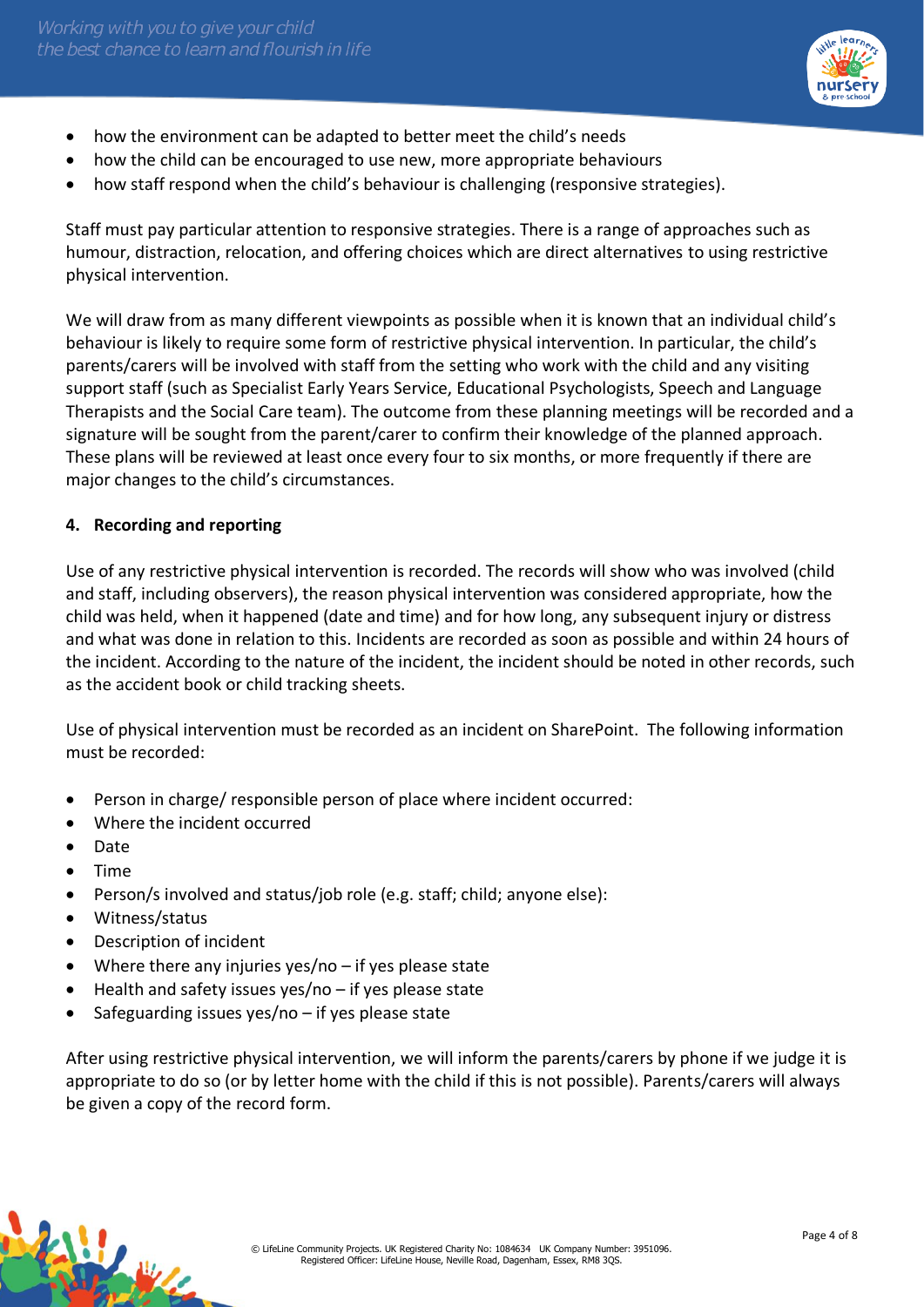- how the environment can be adapted to better meet the child's needs
- how the child can be encouraged to use new, more appropriate behaviours
- how staff respond when the child's behaviour is challenging (responsive strategies).

Staff must pay particular attention to responsive strategies. There is a range of approaches such as humour, distraction, relocation, and offering choices which are direct alternatives to using restrictive physical intervention.

We will draw from as many different viewpoints as possible when it is known that an individual child's behaviour is likely to require some form of restrictive physical intervention. In particular, the child's parents/carers will be involved with staff from the setting who work with the child and any visiting support staff (such as Specialist Early Years Service, Educational Psychologists, Speech and Language Therapists and the Social Care team). The outcome from these planning meetings will be recorded and a signature will be sought from the parent/carer to confirm their knowledge of the planned approach. These plans will be reviewed at least once every four to six months, or more frequently if there are major changes to the child's circumstances.

**4. Recording and reporting**

Use of any restrictive physical intervention is recorded. The records will show who was involved (child and staff, including observers), the reason physical intervention was considered appropriate, how the child was held, when it happened (date and time) and for how long, any subsequent injury or distress and what was done in relation to this. Incidents are recorded as soon as possible and within 24 hours of the incident. According to the nature of the incident, the incident should be noted in other records, such as the accident book or child tracking sheets.

Use of physical intervention must be recorded as an incident on SharePoint. The following information must be recorded:

- Person in charge/ responsible person of place where incident occurred:
- Where the incident occurred
- Date
- Time
- Person/s involved and status/job role (e.g. staff; child; anyone else):
- Witness/status
- Description of incident
- Where there any injuries yes/no – if yes please state
- Health and safety issues yes/no – if yes please state
- Safeguarding issues yes/no – if yes please state

After using restrictive physical intervention, we will inform the parents/carers by phone if we judge it is appropriate to do so (or by letter home with the child if this is not possible). Parents/carers will always be given a copy of the record form.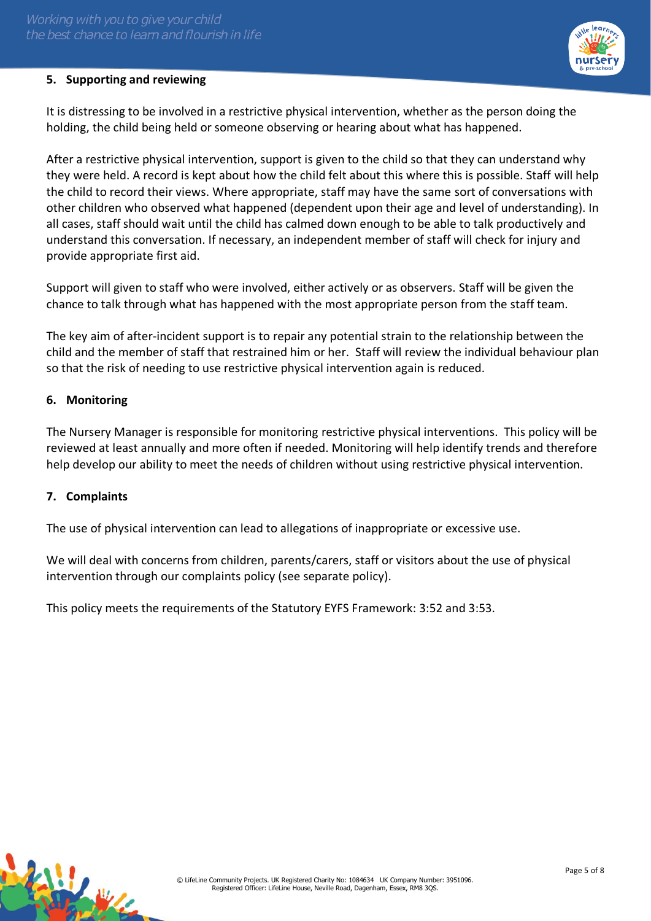## 5. Supporting and reviewing

It is distressing to be involved in a restrictive physical intervention, whether as the person doing the holding, the child being held or someone observing or hearing about what has happened.

After a restrictive physical intervention, support is given to the child so that they can understand why they were held. A record is kept about how the child felt about this where this is possible. Staff will help the child to record their views. Where appropriate, staff may have the same sort of conversations with other children who observed what happened (dependent upon their age and level of understanding). In all cases, staff should wait until the child has calmed down enough to be able to talk productively and understand this conversation. If necessary, an independent member of staff will check for injury and provide appropriate first aid.

Support will given to staff who were involved, either actively or as observers. Staff will be given the chance to talk through what has happened with the most appropriate person from the staff team.

The key aim of after-incident support is to repair any potential strain to the relationship between the child and the member of staff that restrained him or her. Staff will review the individual behaviour plan so that the risk of needing to use restrictive physical intervention again is reduced.

## 6. Monitoring

The Nursery Manager is responsible for monitoring restrictive physical interventions. This policy will be reviewed at least annually and more often if needed. Monitoring will help identify trends and therefore help develop our ability to meet the needs of children without using restrictive physical intervention.

## 7. Complaints

The use of physical intervention can lead to allegations of inappropriate or excessive use.

We will deal with concerns from children, parents/carers, staff or visitors about the use of physical intervention through our complaints policy (see separate policy).

This policy meets the requirements of the Statutory EYFS Framework: 3:52 and 3:53.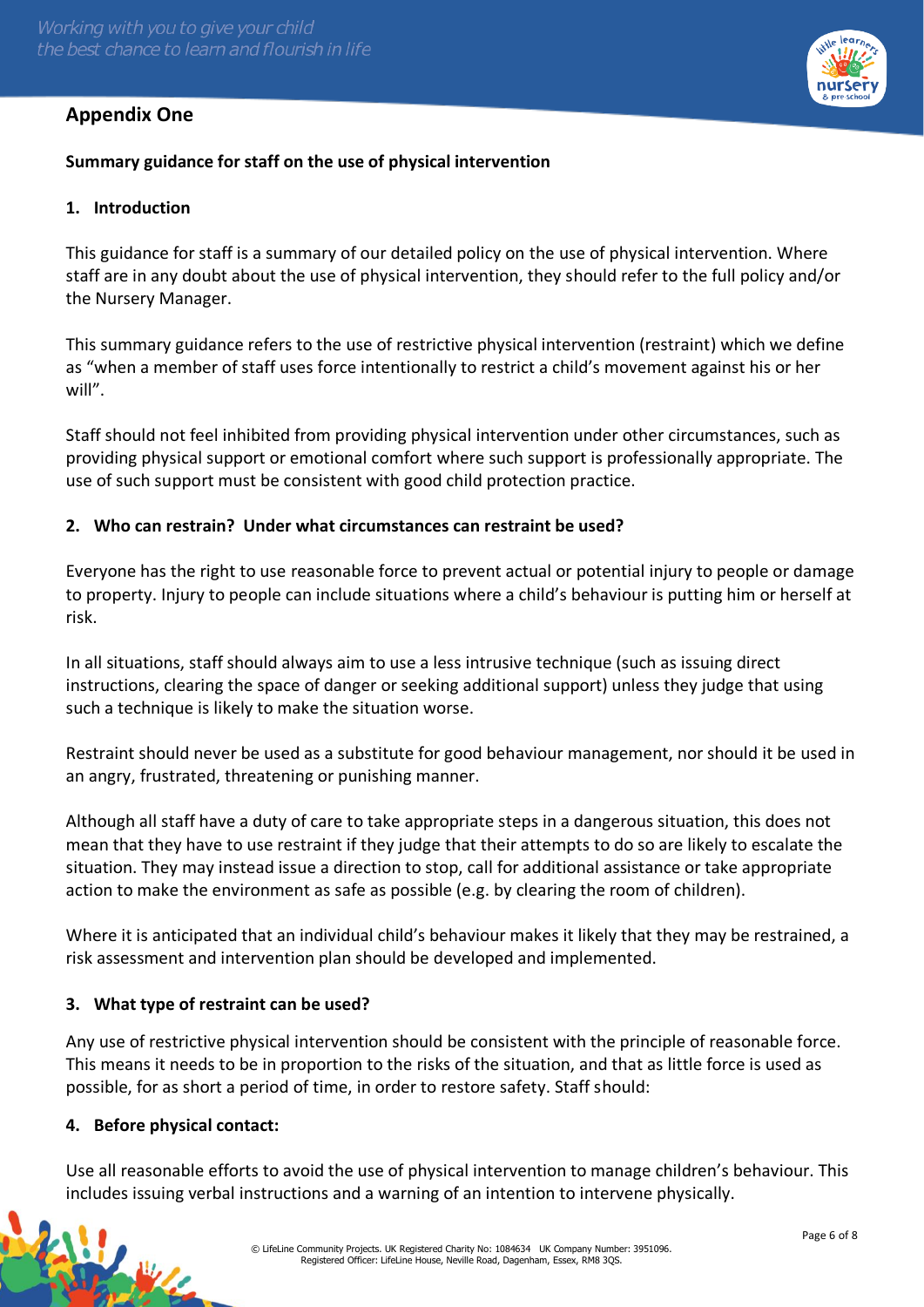## Appendix One

**Summary guidance for staff on the use of physical intervention**

### 1. Introduction

This guidance for staff is a summary of our detailed policy on the use of physical intervention. Where staff are in any doubt about the use of physical intervention, they should refer to the full policy and/or the Nursery Manager.

This summary guidance refers to the use of restrictive physical intervention (restraint) which we define as "when a member of staff uses force intentionally to restrict a child's movement against his or her will".

Staff should not feel inhibited from providing physical intervention under other circumstances, such as providing physical support or emotional comfort where such support is professionally appropriate. The use of such support must be consistent with good child protection practice.

### 2. Who can restrain? Under what circumstances can restraint be used?

Everyone has the right to use reasonable force to prevent actual or potential injury to people or damage to property. Injury to people can include situations where a child's behaviour is putting him or herself at risk.

In all situations, staff should always aim to use a less intrusive technique (such as issuing direct instructions, clearing the space of danger or seeking additional support) unless they judge that using such a technique is likely to make the situation worse.

Restraint should never be used as a substitute for good behaviour management, nor should it be used in an angry, frustrated, threatening or punishing manner.

Although all staff have a duty of care to take appropriate steps in a dangerous situation, this does not mean that they have to use restraint if they judge that their attempts to do so are likely to escalate the situation. They may instead issue a direction to stop, call for additional assistance or take appropriate action to make the environment as safe as possible (e.g. by clearing the room of children).

Where it is anticipated that an individual child's behaviour makes it likely that they may be restrained, a risk assessment and intervention plan should be developed and implemented.

### 3. What type of restraint can be used?

Any use of restrictive physical intervention should be consistent with the principle of reasonable force. This means it needs to be in proportion to the risks of the situation, and that as little force is used as possible, for as short a period of time, in order to restore safety. Staff should:

### 4. Before physical contact:

Use all reasonable efforts to avoid the use of physical intervention to manage children's behaviour. This includes issuing verbal instructions and a warning of an intention to intervene physically.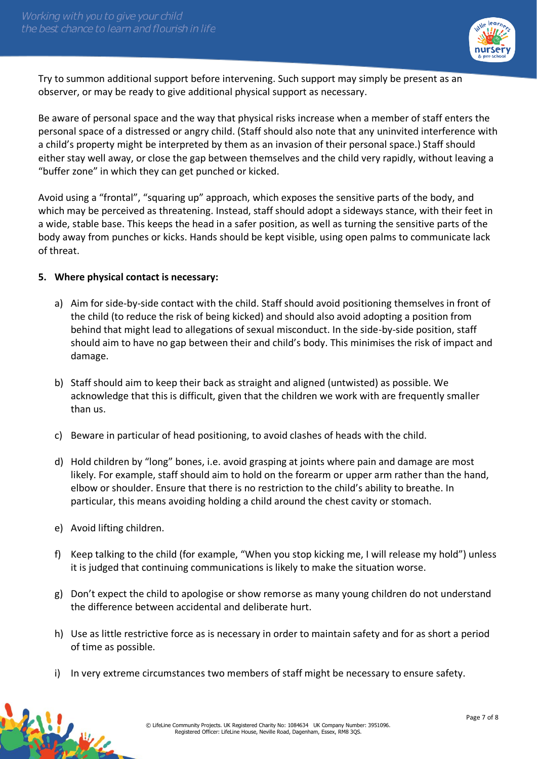Try to summon additional support before intervening. Such support may simply be present as an observer, or may be ready to give additional physical support as necessary.

Be aware of personal space and the way that physical risks increase when a member of staff enters the personal space of a distressed or angry child. (Staff should also note that any uninvited interference with a child's property might be interpreted by them as an invasion of their personal space.) Staff should either stay well away, or close the gap between themselves and the child very rapidly, without leaving a "buffer zone" in which they can get punched or kicked.

Avoid using a "frontal", "squaring up" approach, which exposes the sensitive parts of the body, and which may be perceived as threatening. Instead, staff should adopt a sideways stance, with their feet in a wide, stable base. This keeps the head in a safer position, as well as turning the sensitive parts of the body away from punches or kicks. Hands should be kept visible, using open palms to communicate lack of threat.

**5. Where physical contact is necessary:**

a) Aim for side-by-side contact with the child. Staff should avoid positioning themselves in front of the child (to reduce the risk of being kicked) and should also avoid adopting a position from behind that might lead to allegations of sexual misconduct. In the side-by-side position, staff should aim to have no gap between their and child's body. This minimises the risk of impact and damage.

b) Staff should aim to keep their back as straight and aligned (untwisted) as possible. We acknowledge that this is difficult, given that the children we work with are frequently smaller than us.

c) Beware in particular of head positioning, to avoid clashes of heads with the child.

d) Hold children by "long" bones, i.e. avoid grasping at joints where pain and damage are most likely. For example, staff should aim to hold on the forearm or upper arm rather than the hand, elbow or shoulder. Ensure that there is no restriction to the child's ability to breathe. In particular, this means avoiding holding a child around the chest cavity or stomach.

e) Avoid lifting children.

f) Keep talking to the child (for example, "When you stop kicking me, I will release my hold") unless it is judged that continuing communications is likely to make the situation worse.

g) Don't expect the child to apologise or show remorse as many young children do not understand the difference between accidental and deliberate hurt.

h) Use as little restrictive force as is necessary in order to maintain safety and for as short a period of time as possible.

i) In very extreme circumstances two members of staff might be necessary to ensure safety.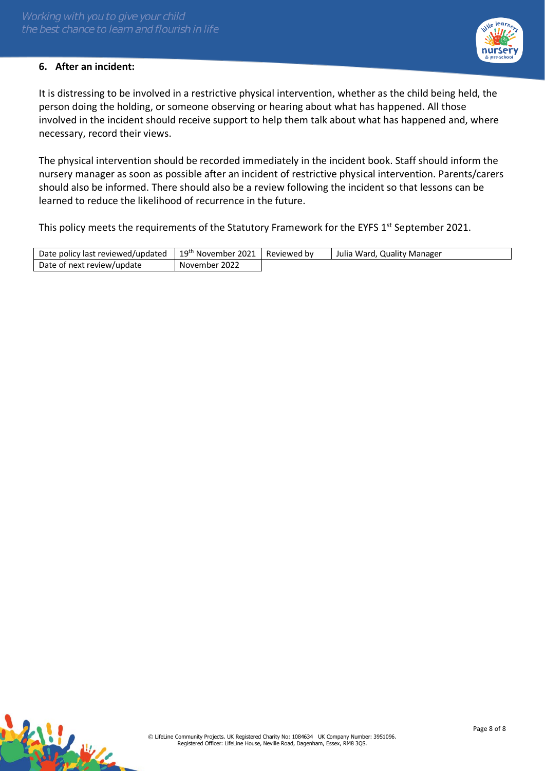## 6. After an incident:

It is distressing to be involved in a restrictive physical intervention, whether as the child being held, the person doing the holding, or someone observing or hearing about what has happened. All those involved in the incident should receive support to help them talk about what has happened and, where necessary, record their views.

The physical intervention should be recorded immediately in the incident book. Staff should inform the nursery manager as soon as possible after an incident of restrictive physical intervention. Parents/carers should also be informed. There should also be a review following the incident so that lessons can be learned to reduce the likelihood of recurrence in the future.

This policy meets the requirements of the Statutory Framework for the EYFS 1st September 2021.

| | | | |
|---|---|---|---|
| Date policy last reviewed/updated | 19th November 2021 | Reviewed by | Julia Ward, Quality Manager |
| Date of next review/update | November 2022 | | |